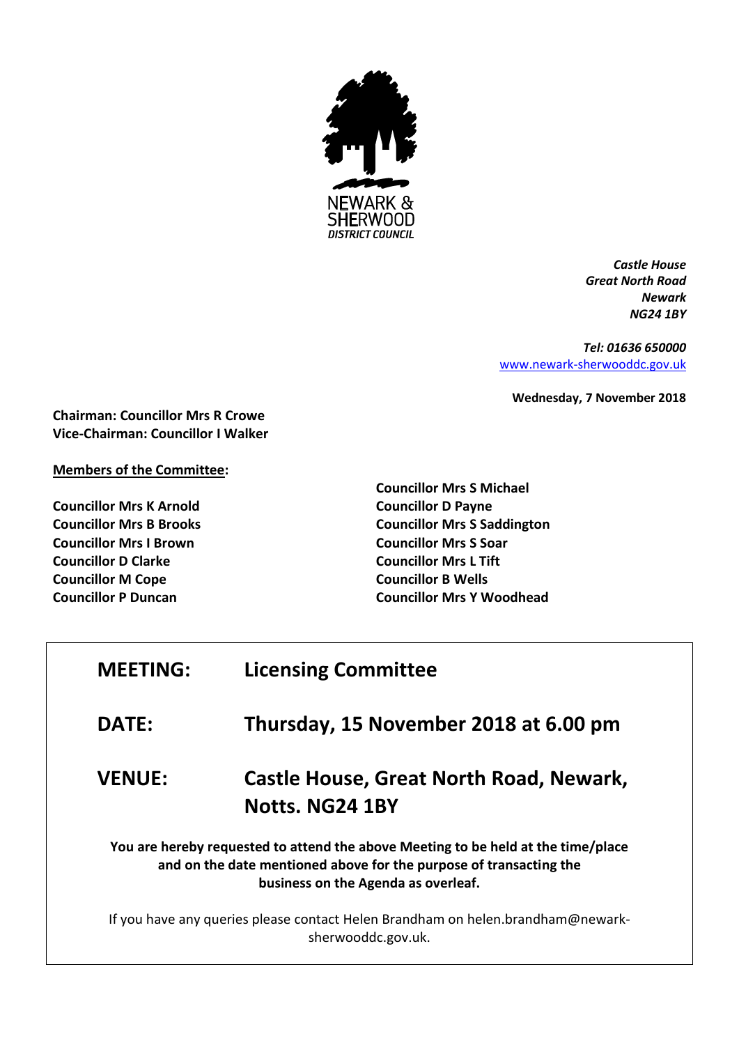NEWARK & SHERWOOD DISTRICT COUNCIL

*Castle House*
*Great North Road*
*Newark*
*NG24 1BY*

*Tel: 01636 650000*
www.newark-sherwooddc.gov.uk

**Wednesday, 7 November 2018**

**Chairman: Councillor Mrs R Crowe**
**Vice-Chairman: Councillor I Walker**

**Members of the Committee:**

**Councillor Mrs K Arnold**
**Councillor Mrs B Brooks**
**Councillor Mrs I Brown**
**Councillor D Clarke**
**Councillor M Cope**
**Councillor P Duncan**
**Councillor Mrs S Michael**
**Councillor D Payne**
**Councillor Mrs S Saddington**
**Councillor Mrs S Soar**
**Councillor Mrs L Tift**
**Councillor B Wells**
**Councillor Mrs Y Woodhead**

| | |
|---|---|
| **MEETING:** | **Licensing Committee** |
| **DATE:** | **Thursday, 15 November 2018 at 6.00 pm** |
| **VENUE:** | **Castle House, Great North Road, Newark, Notts. NG24 1BY** |

**You are hereby requested to attend the above Meeting to be held at the time/place and on the date mentioned above for the purpose of transacting the business on the Agenda as overleaf.**

If you have any queries please contact Helen Brandham on helen.brandham@newark-sherwooddc.gov.uk.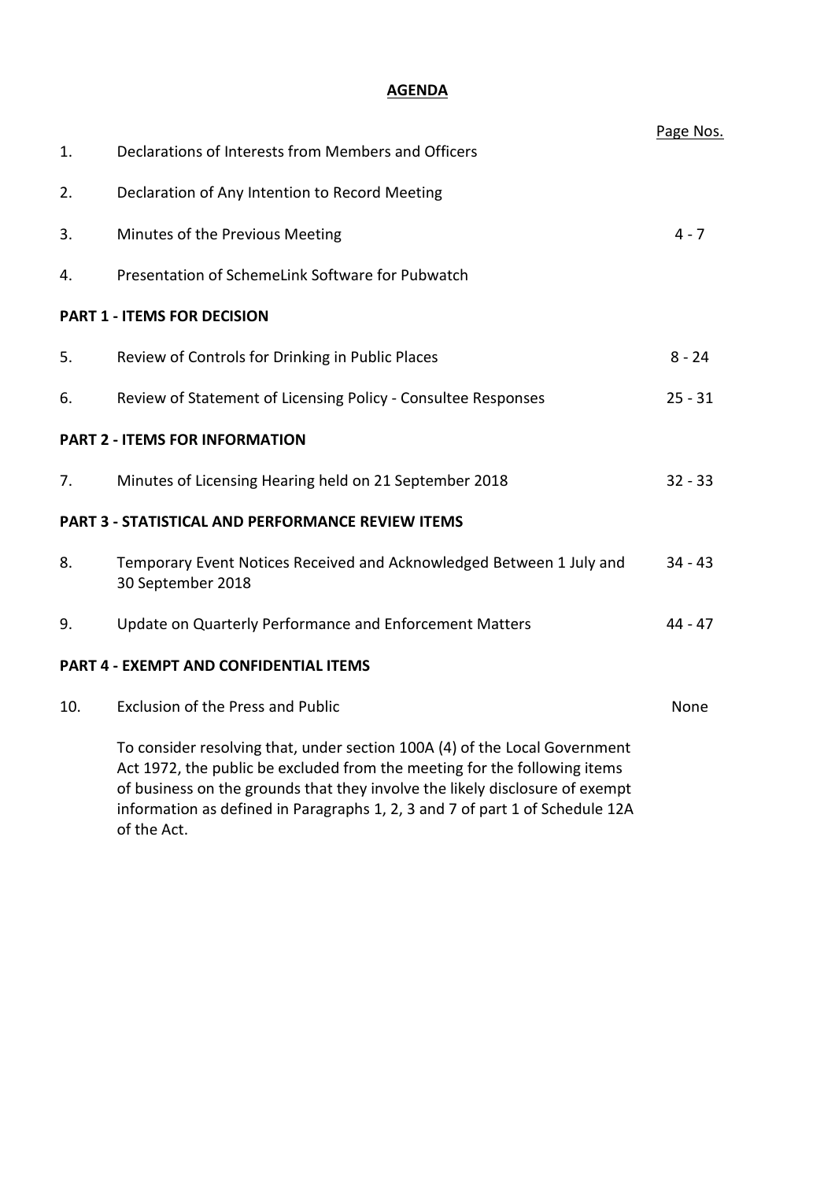# AGENDA

| | | Page Nos. |
|---|---|---|
| 1. | Declarations of Interests from Members and Officers | |
| 2. | Declaration of Any Intention to Record Meeting | |
| 3. | Minutes of the Previous Meeting | 4 - 7 |
| 4. | Presentation of SchemeLink Software for Pubwatch | |

**PART 1 - ITEMS FOR DECISION**

| | | |
|---|---|---|
| 5. | Review of Controls for Drinking in Public Places | 8 - 24 |
| 6. | Review of Statement of Licensing Policy - Consultee Responses | 25 - 31 |

**PART 2 - ITEMS FOR INFORMATION**

| | | |
|---|---|---|
| 7. | Minutes of Licensing Hearing held on 21 September 2018 | 32 - 33 |

**PART 3 - STATISTICAL AND PERFORMANCE REVIEW ITEMS**

| | | |
|---|---|---|
| 8. | Temporary Event Notices Received and Acknowledged Between 1 July and 30 September 2018 | 34 - 43 |
| 9. | Update on Quarterly Performance and Enforcement Matters | 44 - 47 |

**PART 4 - EXEMPT AND CONFIDENTIAL ITEMS**

| | | |
|---|---|---|
| 10. | Exclusion of the Press and Public | None |

To consider resolving that, under section 100A (4) of the Local Government Act 1972, the public be excluded from the meeting for the following items of business on the grounds that they involve the likely disclosure of exempt information as defined in Paragraphs 1, 2, 3 and 7 of part 1 of Schedule 12A of the Act.